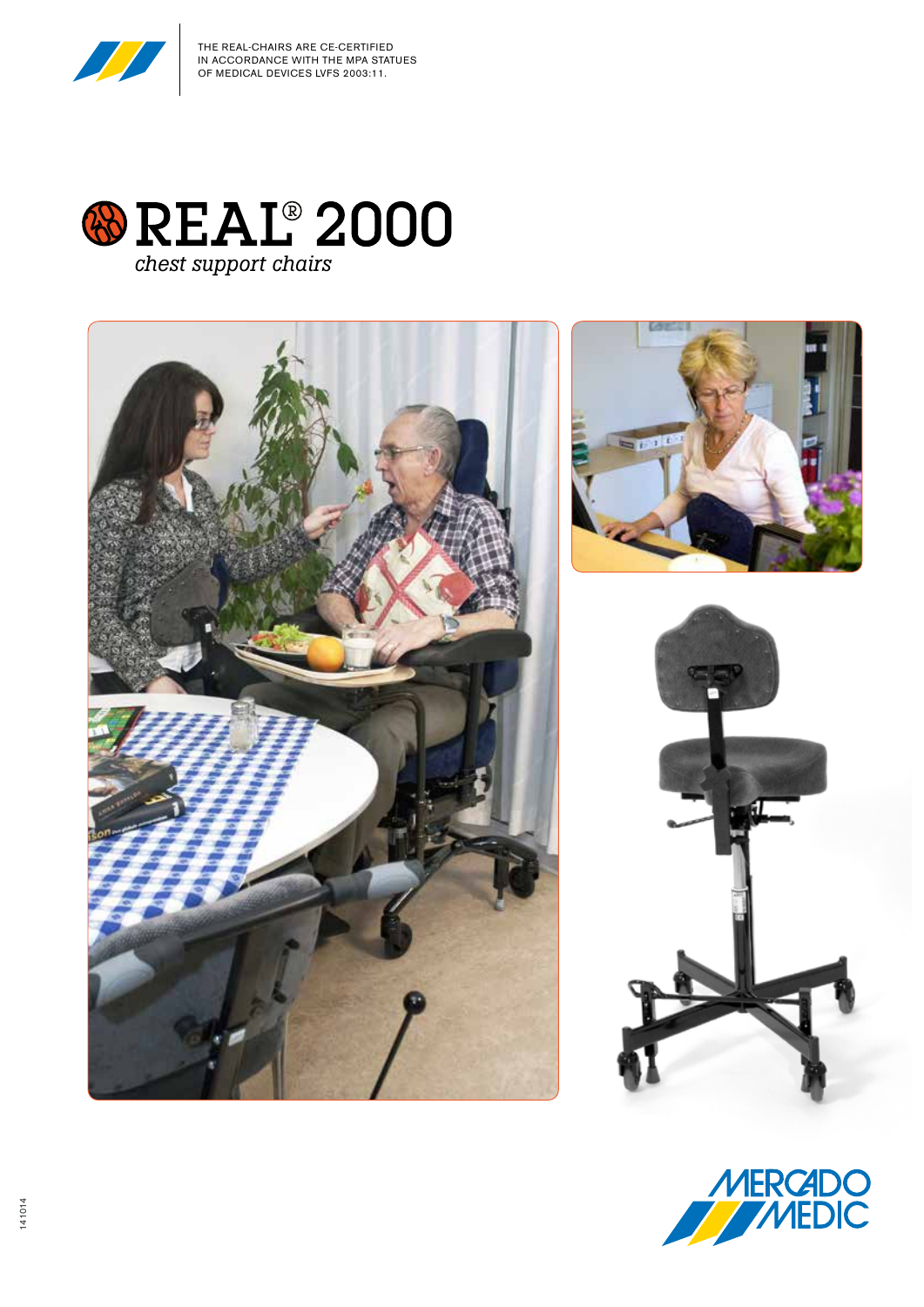THE REAL-CHAIRS ARE CE-CERTIFIED
IN ACCORDANCE WITH THE MPA STATUES
OF MEDICAL DEVICES LVFS 2003:11.

# REAL® 2000

*chest support chairs*

MERCADO MEDIC

141014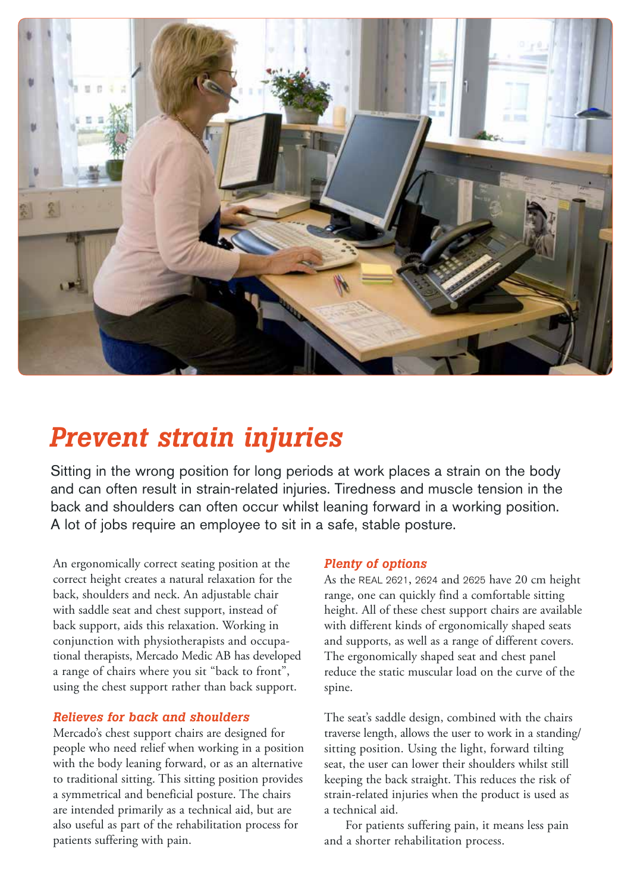# *Prevent strain injuries*

Sitting in the wrong position for long periods at work places a strain on the body and can often result in strain-related injuries. Tiredness and muscle tension in the back and shoulders can often occur whilst leaning forward in a working position. A lot of jobs require an employee to sit in a safe, stable posture.

An ergonomically correct seating position at the correct height creates a natural relaxation for the back, shoulders and neck. An adjustable chair with saddle seat and chest support, instead of back support, aids this relaxation. Working in conjunction with physiotherapists and occupational therapists, Mercado Medic AB has developed a range of chairs where you sit "back to front", using the chest support rather than back support.

### *Relieves for back and shoulders*

Mercado's chest support chairs are designed for people who need relief when working in a position with the body leaning forward, or as an alternative to traditional sitting. This sitting position provides a symmetrical and beneficial posture. The chairs are intended primarily as a technical aid, but are also useful as part of the rehabilitation process for patients suffering with pain.

### *Plenty of options*

As the REAL 2621, 2624 and 2625 have 20 cm height range, one can quickly find a comfortable sitting height. All of these chest support chairs are available with different kinds of ergonomically shaped seats and supports, as well as a range of different covers. The ergonomically shaped seat and chest panel reduce the static muscular load on the curve of the spine.

The seat's saddle design, combined with the chairs traverse length, allows the user to work in a standing/sitting position. Using the light, forward tilting seat, the user can lower their shoulders whilst still keeping the back straight. This reduces the risk of strain-related injuries when the product is used as a technical aid.

For patients suffering pain, it means less pain and a shorter rehabilitation process.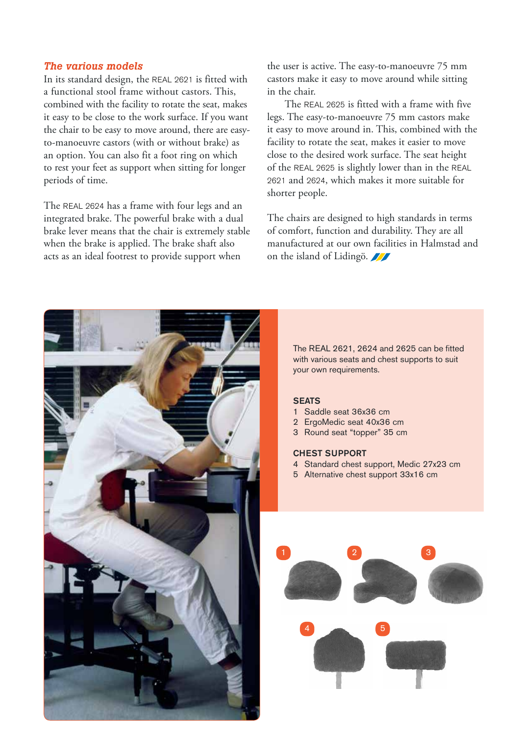## *The various models*

In its standard design, the REAL 2621 is fitted with a functional stool frame without castors. This, combined with the facility to rotate the seat, makes it easy to be close to the work surface. If you want the chair to be easy to move around, there are easy-to-manoeuvre castors (with or without brake) as an option. You can also fit a foot ring on which to rest your feet as support when sitting for longer periods of time.

The REAL 2624 has a frame with four legs and an integrated brake. The powerful brake with a dual brake lever means that the chair is extremely stable when the brake is applied. The brake shaft also acts as an ideal footrest to provide support when the user is active. The easy-to-manoeuvre 75 mm castors make it easy to move around while sitting in the chair.

The REAL 2625 is fitted with a frame with five legs. The easy-to-manoeuvre 75 mm castors make it easy to move around in. This, combined with the facility to rotate the seat, makes it easier to move close to the desired work surface. The seat height of the REAL 2625 is slightly lower than in the REAL 2621 and 2624, which makes it more suitable for shorter people.

The chairs are designed to high standards in terms of comfort, function and durability. They are all manufactured at our own facilities in Halmstad and on the island of Lidingö.

The REAL 2621, 2624 and 2625 can be fitted with various seats and chest supports to suit your own requirements.

**SEATS**

1 Saddle seat 36x36 cm
2 ErgoMedic seat 40x36 cm
3 Round seat “topper” 35 cm

**CHEST SUPPORT**

4 Standard chest support, Medic 27x23 cm
5 Alternative chest support 33x16 cm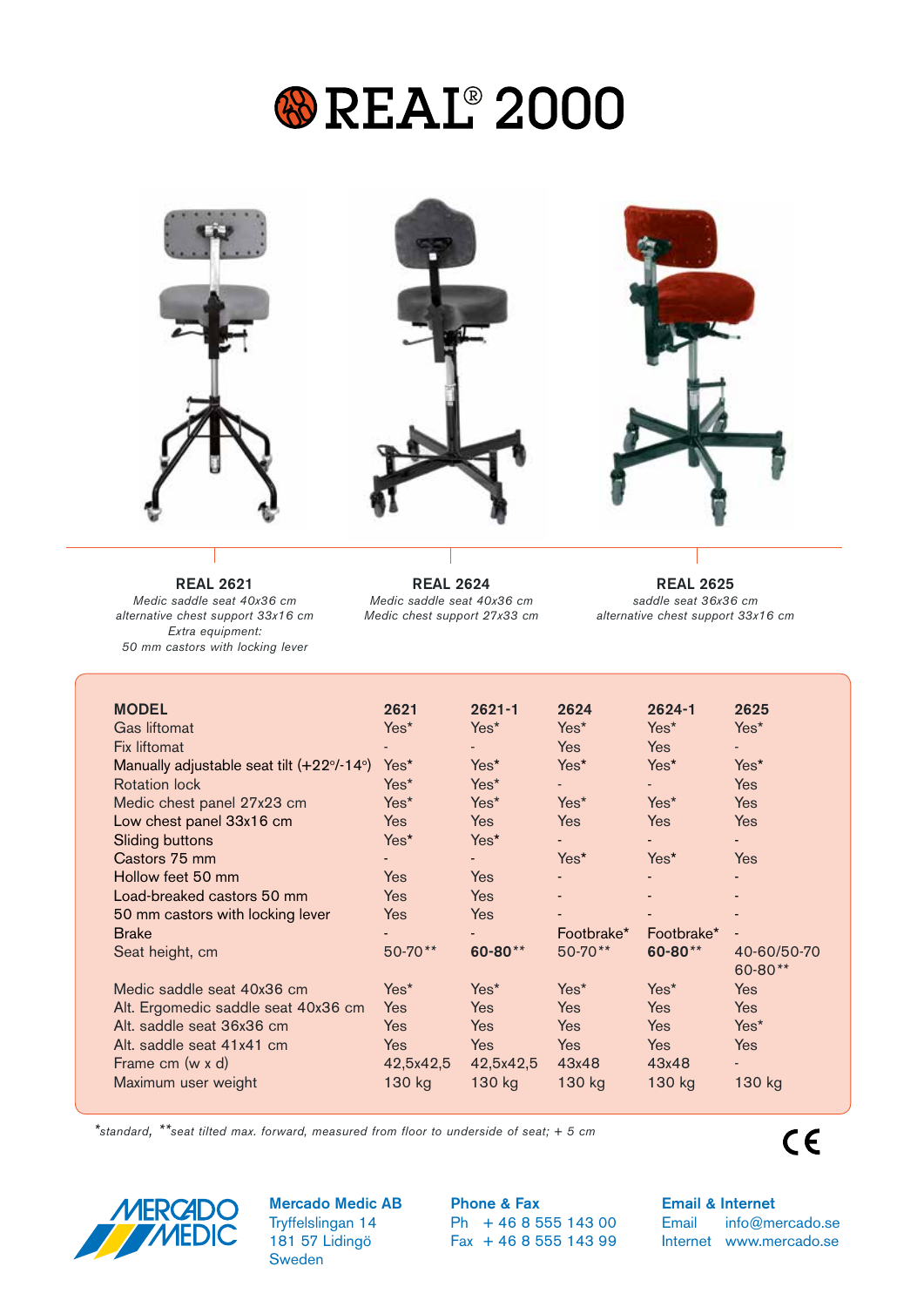# ®REAL® 2000

**REAL 2621**
*Medic saddle seat 40x36 cm*
*alternative chest support 33x16 cm*
*Extra equipment:*
*50 mm castors with locking lever*

**REAL 2624**
*Medic saddle seat 40x36 cm*
*Medic chest support 27x33 cm*

**REAL 2625**
*saddle seat 36x36 cm*
*alternative chest support 33x16 cm*

| **MODEL** | **2621** | **2621-1** | **2624** | **2624-1** | **2625** |
|---|---|---|---|---|---|
| Gas liftomat | Yes* | Yes* | Yes* | Yes* | Yes* |
| Fix liftomat | - | - | Yes | Yes | - |
| Manually adjustable seat tilt (+22°/-14°) | Yes* | Yes* | Yes* | Yes* | Yes* |
| Rotation lock | Yes* | Yes* | - | - | Yes |
| Medic chest panel 27x23 cm | Yes* | Yes* | Yes* | Yes* | Yes |
| Low chest panel 33x16 cm | Yes | Yes | Yes | Yes | Yes |
| Sliding buttons | Yes* | Yes* | - | - | - |
| Castors 75 mm | - | - | Yes* | Yes* | Yes |
| Hollow feet 50 mm | Yes | Yes | - | - | - |
| Load-breaked castors 50 mm | Yes | Yes | - | - | - |
| 50 mm castors with locking lever | Yes | Yes | - | - | - |
| Brake | - | - | Footbrake* | Footbrake* | - |
| Seat height, cm | 50-70** | **60-80**** | 50-70** | **60-80**** | 40-60/50-70 60-80** |
| Medic saddle seat 40x36 cm | Yes* | Yes* | Yes* | Yes* | Yes |
| Alt. Ergomedic saddle seat 40x36 cm | Yes | Yes | Yes | Yes | Yes |
| Alt. saddle seat 36x36 cm | Yes | Yes | Yes | Yes | Yes* |
| Alt. saddle seat 41x41 cm | Yes | Yes | Yes | Yes | Yes |
| Frame cm (w x d) | 42,5x42,5 | 42,5x42,5 | 43x48 | 43x48 | - |
| Maximum user weight | 130 kg | 130 kg | 130 kg | 130 kg | 130 kg |

*\*standard, \*\*seat tilted max. forward, measured from floor to underside of seat; + 5 cm*

CE

MERCADO MEDIC

**Mercado Medic AB**
Tryffelslingan 14
181 57 Lidingö
Sweden

**Phone & Fax**
Ph + 46 8 555 143 00
Fax + 46 8 555 143 99

**Email & Internet**
Email info@mercado.se
Internet www.mercado.se